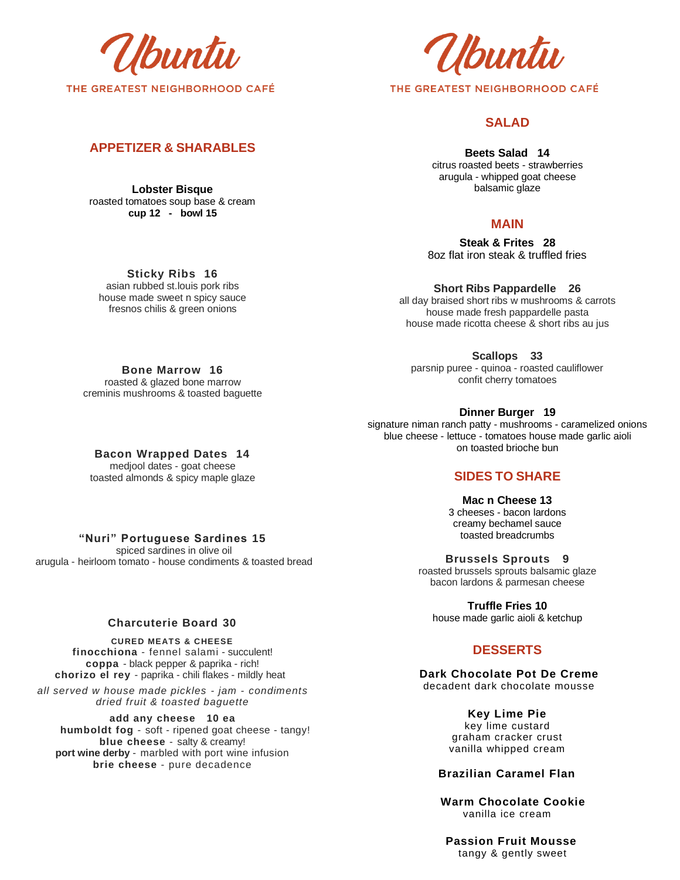# Ubuntu

THE GREATEST NEIGHBORHOOD CAFÉ

## APPETIZER & SHARABLES

**Lobster Bisque**
roasted tomatoes soup base & cream
**cup 12 - bowl 15**

**Sticky Ribs 16**
asian rubbed st.louis pork ribs
house made sweet n spicy sauce
fresnos chilis & green onions

**Bone Marrow 16**
roasted & glazed bone marrow
creminis mushrooms & toasted baguette

**Bacon Wrapped Dates 14**
medjool dates - goat cheese
toasted almonds & spicy maple glaze

**"Nuri" Portuguese Sardines 15**
spiced sardines in olive oil
arugula - heirloom tomato - house condiments & toasted bread

**Charcuterie Board 30**

**CURED MEATS & CHEESE**
**finocchiona** - fennel salami - succulent!
**coppa** - black pepper & paprika - rich!
**chorizo el rey** - paprika - chili flakes - mildly heat

*all served w house made pickles - jam - condiments*
*dried fruit & toasted baguette*

**add any cheese 10 ea**
**humboldt fog** - soft - ripened goat cheese - tangy!
**blue cheese** - salty & creamy!
**port wine derby** - marbled with port wine infusion
**brie cheese** - pure decadence

# Ubuntu

THE GREATEST NEIGHBORHOOD CAFÉ

## SALAD

**Beets Salad 14**
citrus roasted beets - strawberries
arugula - whipped goat cheese
balsamic glaze

## MAIN

**Steak & Frites 28**
8oz flat iron steak & truffled fries

**Short Ribs Pappardelle 26**
all day braised short ribs w mushrooms & carrots
house made fresh pappardelle pasta
house made ricotta cheese & short ribs au jus

**Scallops 33**
parsnip puree - quinoa - roasted cauliflower
confit cherry tomatoes

**Dinner Burger 19**
signature niman ranch patty - mushrooms - caramelized onions
blue cheese - lettuce - tomatoes house made garlic aioli
on toasted brioche bun

## SIDES TO SHARE

**Mac n Cheese 13**
3 cheeses - bacon lardons
creamy bechamel sauce
toasted breadcrumbs

**Brussels Sprouts 9**
roasted brussels sprouts balsamic glaze
bacon lardons & parmesan cheese

**Truffle Fries 10**
house made garlic aioli & ketchup

## DESSERTS

**Dark Chocolate Pot De Creme**
decadent dark chocolate mousse

**Key Lime Pie**
key lime custard
graham cracker crust
vanilla whipped cream

**Brazilian Caramel Flan**

**Warm Chocolate Cookie**
vanilla ice cream

**Passion Fruit Mousse**
tangy & gently sweet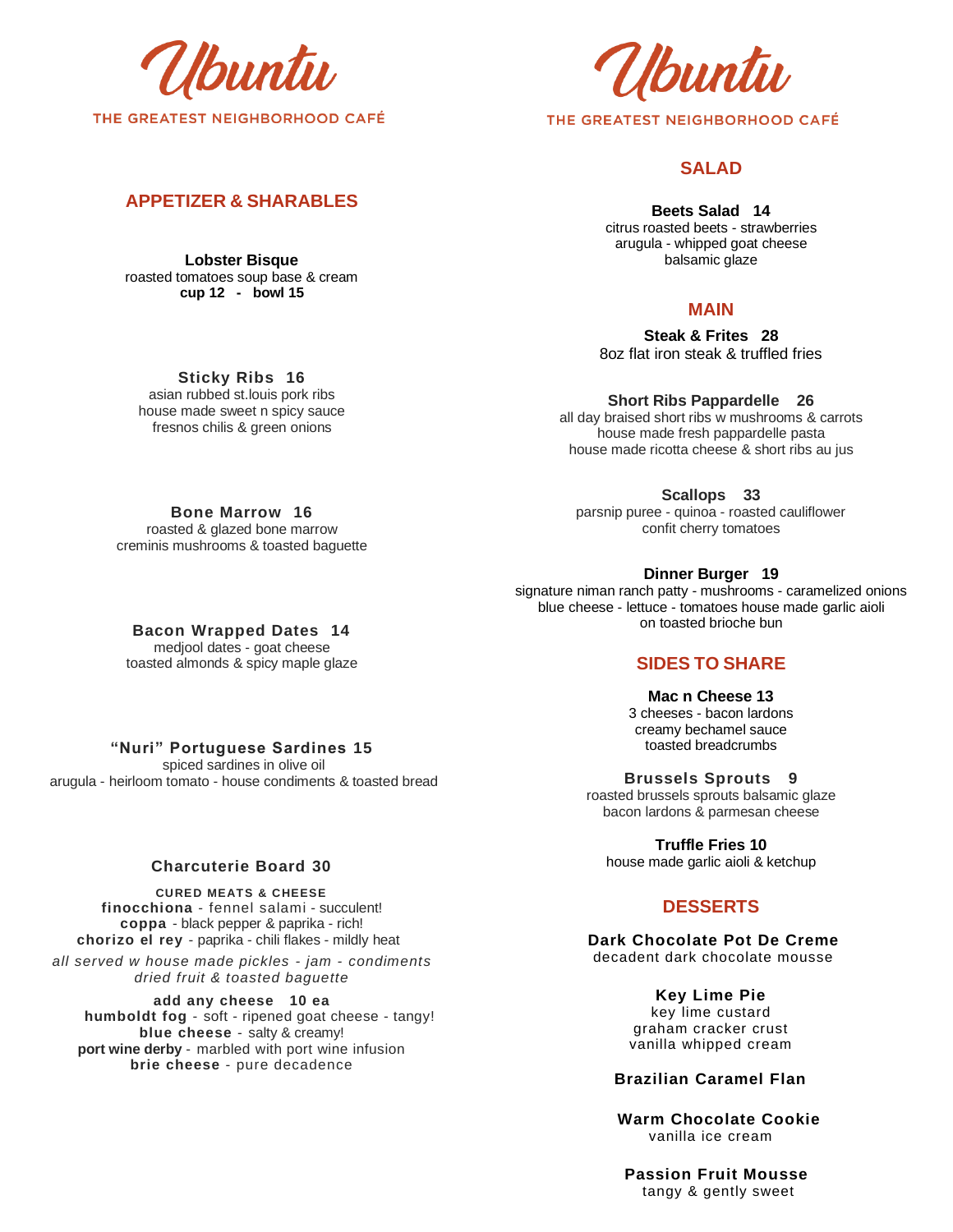# Ubuntu

THE GREATEST NEIGHBORHOOD CAFÉ

## APPETIZER & SHARABLES

**Lobster Bisque**
roasted tomatoes soup base & cream
**cup 12 - bowl 15**

**Sticky Ribs 16**
asian rubbed st.louis pork ribs
house made sweet n spicy sauce
fresnos chilis & green onions

**Bone Marrow 16**
roasted & glazed bone marrow
creminis mushrooms & toasted baguette

**Bacon Wrapped Dates 14**
medjool dates - goat cheese
toasted almonds & spicy maple glaze

**"Nuri" Portuguese Sardines 15**
spiced sardines in olive oil
arugula - heirloom tomato - house condiments & toasted bread

**Charcuterie Board 30**

**CURED MEATS & CHEESE**
**finocchiona** - fennel salami - succulent!
**coppa** - black pepper & paprika - rich!
**chorizo el rey** - paprika - chili flakes - mildly heat

*all served w house made pickles - jam - condiments*
*dried fruit & toasted baguette*

**add any cheese 10 ea**
**humboldt fog** - soft - ripened goat cheese - tangy!
**blue cheese** - salty & creamy!
**port wine derby** - marbled with port wine infusion
**brie cheese** - pure decadence

# Ubuntu

THE GREATEST NEIGHBORHOOD CAFÉ

## SALAD

**Beets Salad 14**
citrus roasted beets - strawberries
arugula - whipped goat cheese
balsamic glaze

## MAIN

**Steak & Frites 28**
8oz flat iron steak & truffled fries

**Short Ribs Pappardelle 26**
all day braised short ribs w mushrooms & carrots
house made fresh pappardelle pasta
house made ricotta cheese & short ribs au jus

**Scallops 33**
parsnip puree - quinoa - roasted cauliflower
confit cherry tomatoes

**Dinner Burger 19**
signature niman ranch patty - mushrooms - caramelized onions
blue cheese - lettuce - tomatoes house made garlic aioli
on toasted brioche bun

## SIDES TO SHARE

**Mac n Cheese 13**
3 cheeses - bacon lardons
creamy bechamel sauce
toasted breadcrumbs

**Brussels Sprouts 9**
roasted brussels sprouts balsamic glaze
bacon lardons & parmesan cheese

**Truffle Fries 10**
house made garlic aioli & ketchup

## DESSERTS

**Dark Chocolate Pot De Creme**
decadent dark chocolate mousse

**Key Lime Pie**
key lime custard
graham cracker crust
vanilla whipped cream

**Brazilian Caramel Flan**

**Warm Chocolate Cookie**
vanilla ice cream

**Passion Fruit Mousse**
tangy & gently sweet